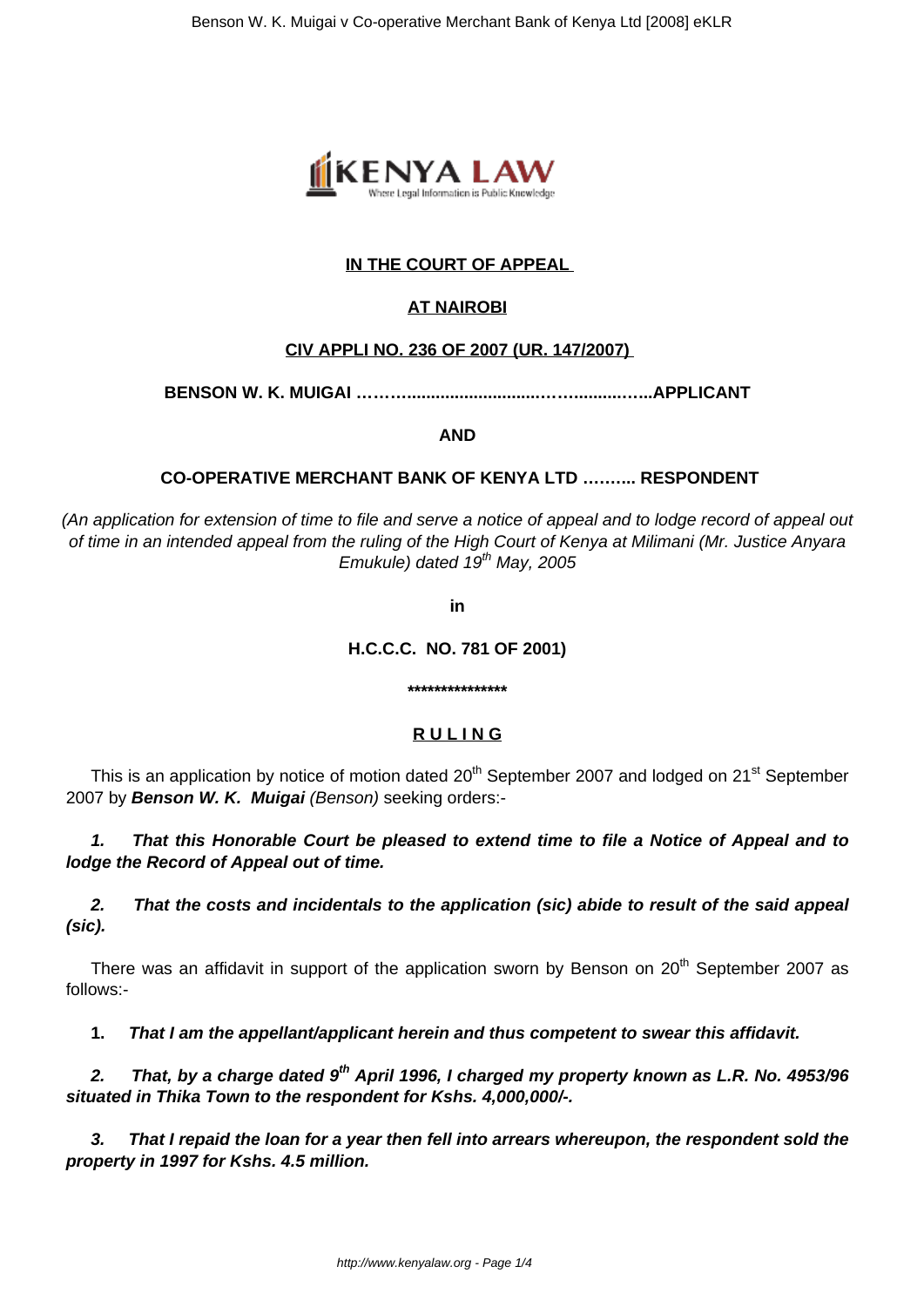**IN THE COURT OF APPEAL**

**AT NAIROBI**

**CIV APPLI NO. 236 OF 2007 (UR. 147/2007)**

**BENSON W. K. MUIGAI ………............................……..........…...APPLICANT**

**AND**

**CO-OPERATIVE MERCHANT BANK OF KENYA LTD ……….. RESPONDENT**

*(An application for extension of time to file and serve a notice of appeal and to lodge record of appeal out of time in an intended appeal from the ruling of the High Court of Kenya at Milimani (Mr. Justice Anyara Emukule) dated 19th May, 2005*

**in**

**H.C.C.C. NO. 781 OF 2001)**

**\*\*\*\*\*\*\*\*\*\*\*\*\*\*\*\***

**R U L I N G**

This is an application by notice of motion dated 20th September 2007 and lodged on 21st September 2007 by **Benson W. K. Muigai** *(Benson)* seeking orders:-

***1. That this Honorable Court be pleased to extend time to file a Notice of Appeal and to lodge the Record of Appeal out of time.***

***2. That the costs and incidentals to the application (sic) abide to result of the said appeal (sic).***

There was an affidavit in support of the application sworn by Benson on 20th September 2007 as follows:-

**1.** ***That I am the appellant/applicant herein and thus competent to swear this affidavit.***

***2. That, by a charge dated 9th April 1996, I charged my property known as L.R. No. 4953/96 situated in Thika Town to the respondent for Kshs. 4,000,000/-.***

***3. That I repaid the loan for a year then fell into arrears whereupon, the respondent sold the property in 1997 for Kshs. 4.5 million.***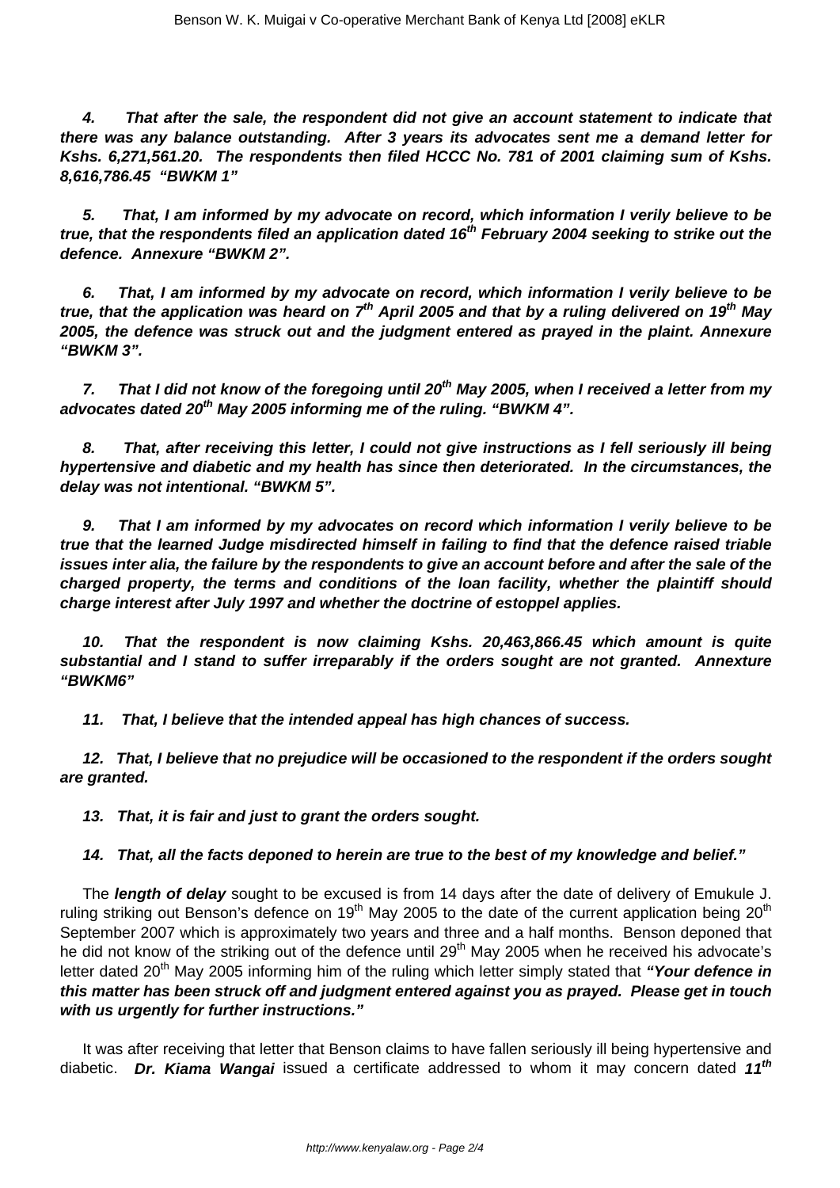***4. That after the sale, the respondent did not give an account statement to indicate that there was any balance outstanding. After 3 years its advocates sent me a demand letter for Kshs. 6,271,561.20. The respondents then filed HCCC No. 781 of 2001 claiming sum of Kshs. 8,616,786.45 "BWKM 1"***

***5. That, I am informed by my advocate on record, which information I verily believe to be true, that the respondents filed an application dated 16th February 2004 seeking to strike out the defence. Annexure "BWKM 2".***

***6. That, I am informed by my advocate on record, which information I verily believe to be true, that the application was heard on 7th April 2005 and that by a ruling delivered on 19th May 2005, the defence was struck out and the judgment entered as prayed in the plaint. Annexure "BWKM 3".***

***7. That I did not know of the foregoing until 20th May 2005, when I received a letter from my advocates dated 20th May 2005 informing me of the ruling. "BWKM 4".***

***8. That, after receiving this letter, I could not give instructions as I fell seriously ill being hypertensive and diabetic and my health has since then deteriorated. In the circumstances, the delay was not intentional. "BWKM 5".***

***9. That I am informed by my advocates on record which information I verily believe to be true that the learned Judge misdirected himself in failing to find that the defence raised triable issues inter alia, the failure by the respondents to give an account before and after the sale of the charged property, the terms and conditions of the loan facility, whether the plaintiff should charge interest after July 1997 and whether the doctrine of estoppel applies.***

***10. That the respondent is now claiming Kshs. 20,463,866.45 which amount is quite substantial and I stand to suffer irreparably if the orders sought are not granted. Annexture "BWKM6"***

***11. That, I believe that the intended appeal has high chances of success.***

***12. That, I believe that no prejudice will be occasioned to the respondent if the orders sought are granted.***

***13. That, it is fair and just to grant the orders sought.***

***14. That, all the facts deponed to herein are true to the best of my knowledge and belief."***

The ***length of delay*** sought to be excused is from 14 days after the date of delivery of Emukule J. ruling striking out Benson's defence on 19th May 2005 to the date of the current application being 20th September 2007 which is approximately two years and three and a half months. Benson deponed that he did not know of the striking out of the defence until 29th May 2005 when he received his advocate's letter dated 20th May 2005 informing him of the ruling which letter simply stated that ***"Your defence in this matter has been struck off and judgment entered against you as prayed. Please get in touch with us urgently for further instructions."***

It was after receiving that letter that Benson claims to have fallen seriously ill being hypertensive and diabetic. ***Dr. Kiama Wangai*** issued a certificate addressed to whom it may concern dated ***11th***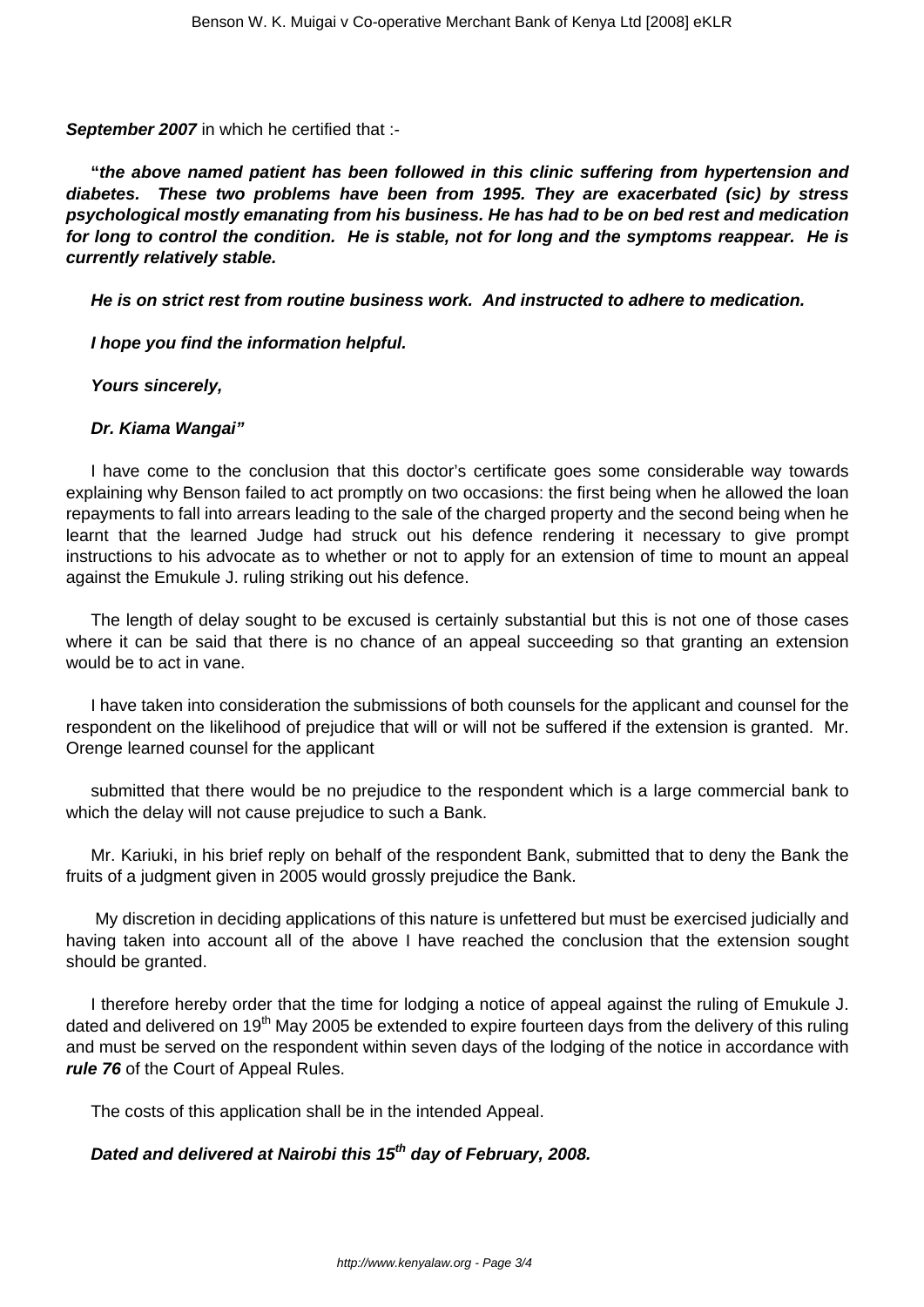**September 2007** in which he certified that :-

**"*the above named patient has been followed in this clinic suffering from hypertension and diabetes. These two problems have been from 1995. They are exacerbated (sic) by stress psychological mostly emanating from his business. He has had to be on bed rest and medication for long to control the condition. He is stable, not for long and the symptoms reappear. He is currently relatively stable.***

***He is on strict rest from routine business work. And instructed to adhere to medication.***

***I hope you find the information helpful.***

***Yours sincerely,***

***Dr. Kiama Wangai"***

I have come to the conclusion that this doctor's certificate goes some considerable way towards explaining why Benson failed to act promptly on two occasions: the first being when he allowed the loan repayments to fall into arrears leading to the sale of the charged property and the second being when he learnt that the learned Judge had struck out his defence rendering it necessary to give prompt instructions to his advocate as to whether or not to apply for an extension of time to mount an appeal against the Emukule J. ruling striking out his defence.

The length of delay sought to be excused is certainly substantial but this is not one of those cases where it can be said that there is no chance of an appeal succeeding so that granting an extension would be to act in vane.

I have taken into consideration the submissions of both counsels for the applicant and counsel for the respondent on the likelihood of prejudice that will or will not be suffered if the extension is granted. Mr. Orenge learned counsel for the applicant submitted that there would be no prejudice to the respondent which is a large commercial bank to which the delay will not cause prejudice to such a Bank.

Mr. Kariuki, in his brief reply on behalf of the respondent Bank, submitted that to deny the Bank the fruits of a judgment given in 2005 would grossly prejudice the Bank.

My discretion in deciding applications of this nature is unfettered but must be exercised judicially and having taken into account all of the above I have reached the conclusion that the extension sought should be granted.

I therefore hereby order that the time for lodging a notice of appeal against the ruling of Emukule J. dated and delivered on 19th May 2005 be extended to expire fourteen days from the delivery of this ruling and must be served on the respondent within seven days of the lodging of the notice in accordance with ***rule 76*** of the Court of Appeal Rules.

The costs of this application shall be in the intended Appeal.

***Dated and delivered at Nairobi this 15th day of February, 2008.***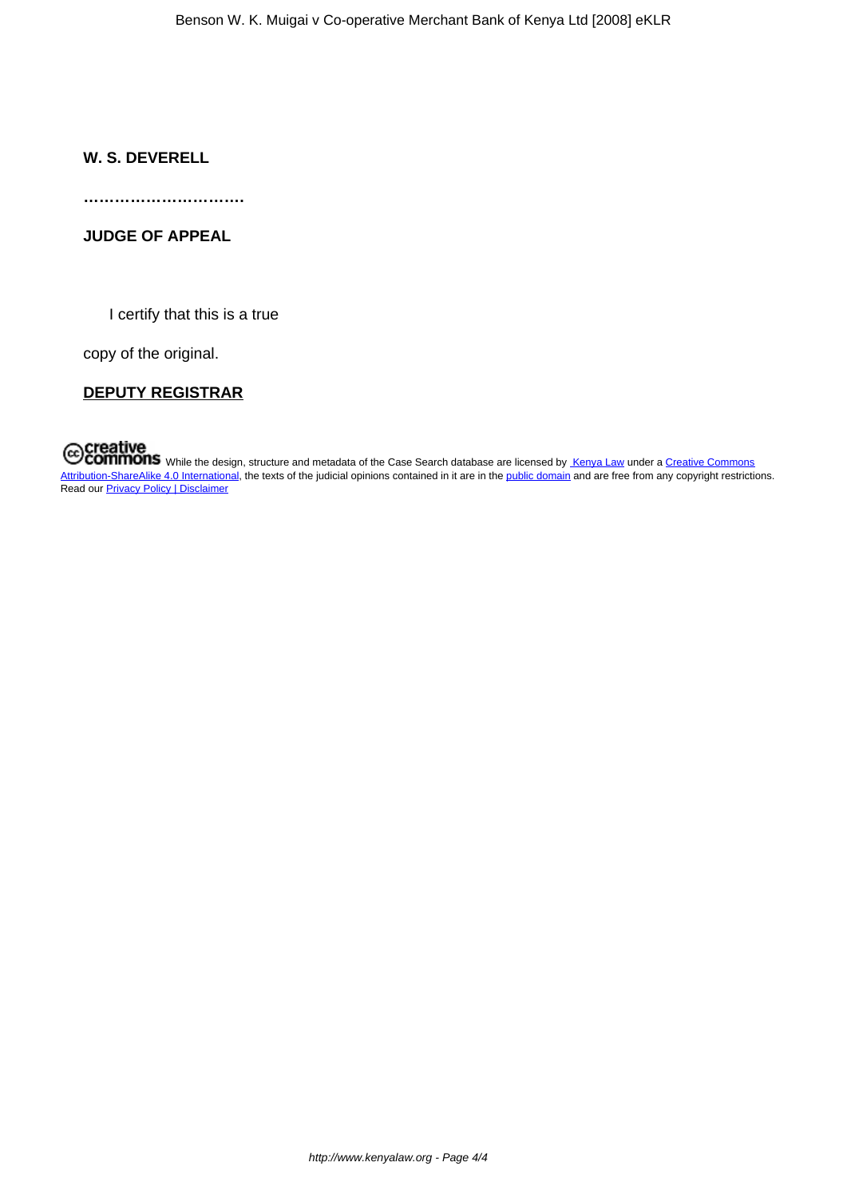**W. S. DEVERELL**

**…………………………**

**JUDGE OF APPEAL**

I certify that this is a true

copy of the original.

**DEPUTY REGISTRAR**

While the design, structure and metadata of the Case Search database are licensed by Kenya Law under a Creative Commons Attribution-ShareAlike 4.0 International, the texts of the judicial opinions contained in it are in the public domain and are free from any copyright restrictions. Read our Privacy Policy | Disclaimer